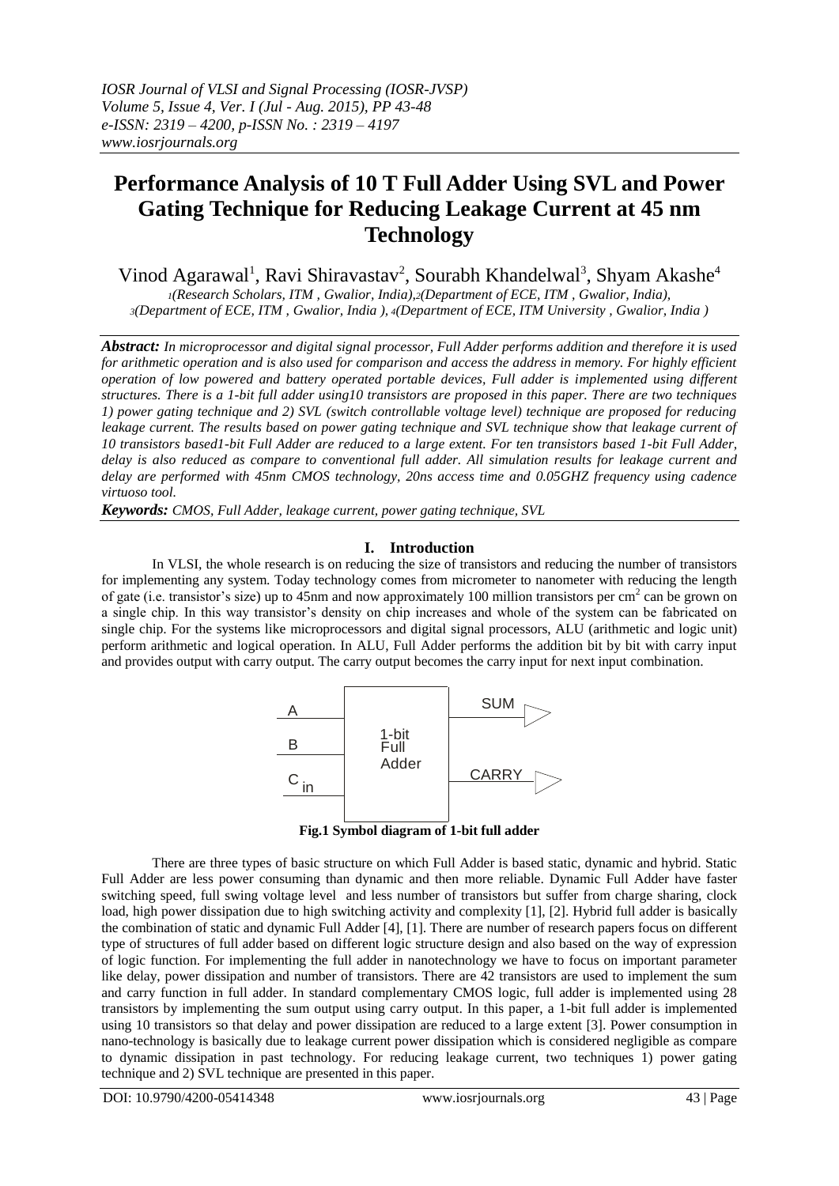# Performance Analysis of 10 T Full Adder Using SVL and Power Gating Technique for Reducing Leakage Current at 45 nm Technology

Vinod Agarawal[1], Ravi Shiravastav[2], Sourabh Khandelwal[3], Shyam Akashe[4]

[1](Research Scholars, ITM , Gwalior, India),[2](Department of ECE, ITM , Gwalior, India), [3](Department of ECE, ITM , Gwalior, India ), [4](Department of ECE, ITM University , Gwalior, India )

***Abstract:*** *In microprocessor and digital signal processor, Full Adder performs addition and therefore it is used for arithmetic operation and is also used for comparison and access the address in memory. For highly efficient operation of low powered and battery operated portable devices, Full adder is implemented using different structures. There is a 1-bit full adder using10 transistors are proposed in this paper. There are two techniques 1) power gating technique and 2) SVL (switch controllable voltage level) technique are proposed for reducing leakage current. The results based on power gating technique and SVL technique show that leakage current of 10 transistors based1-bit Full Adder are reduced to a large extent. For ten transistors based 1-bit Full Adder, delay is also reduced as compare to conventional full adder. All simulation results for leakage current and delay are performed with 45nm CMOS technology, 20ns access time and 0.05GHZ frequency using cadence virtuoso tool.*

***Keywords:*** *CMOS, Full Adder, leakage current, power gating technique, SVL*

## I. Introduction

In VLSI, the whole research is on reducing the size of transistors and reducing the number of transistors for implementing any system. Today technology comes from micrometer to nanometer with reducing the length of gate (i.e. transistor's size) up to 45nm and now approximately 100 million transistors per $cm^2$ can be grown on a single chip. In this way transistor's density on chip increases and whole of the system can be fabricated on single chip. For the systems like microprocessors and digital signal processors, ALU (arithmetic and logic unit) perform arithmetic and logical operation. In ALU, Full Adder performs the addition bit by bit with carry input and provides output with carry output. The carry output becomes the carry input for next input combination.

**Fig.1 Symbol diagram of 1-bit full adder**

There are three types of basic structure on which Full Adder is based static, dynamic and hybrid. Static Full Adder are less power consuming than dynamic and then more reliable. Dynamic Full Adder have faster switching speed, full swing voltage level and less number of transistors but suffer from charge sharing, clock load, high power dissipation due to high switching activity and complexity [1], [2]. Hybrid full adder is basically the combination of static and dynamic Full Adder [4], [1]. There are number of research papers focus on different type of structures of full adder based on different logic structure design and also based on the way of expression of logic function. For implementing the full adder in nanotechnology we have to focus on important parameter like delay, power dissipation and number of transistors. There are 42 transistors are used to implement the sum and carry function in full adder. In standard complementary CMOS logic, full adder is implemented using 28 transistors by implementing the sum output using carry output. In this paper, a 1-bit full adder is implemented using 10 transistors so that delay and power dissipation are reduced to a large extent [3]. Power consumption in nano-technology is basically due to leakage current power dissipation which is considered negligible as compare to dynamic dissipation in past technology. For reducing leakage current, two techniques 1) power gating technique and 2) SVL technique are presented in this paper.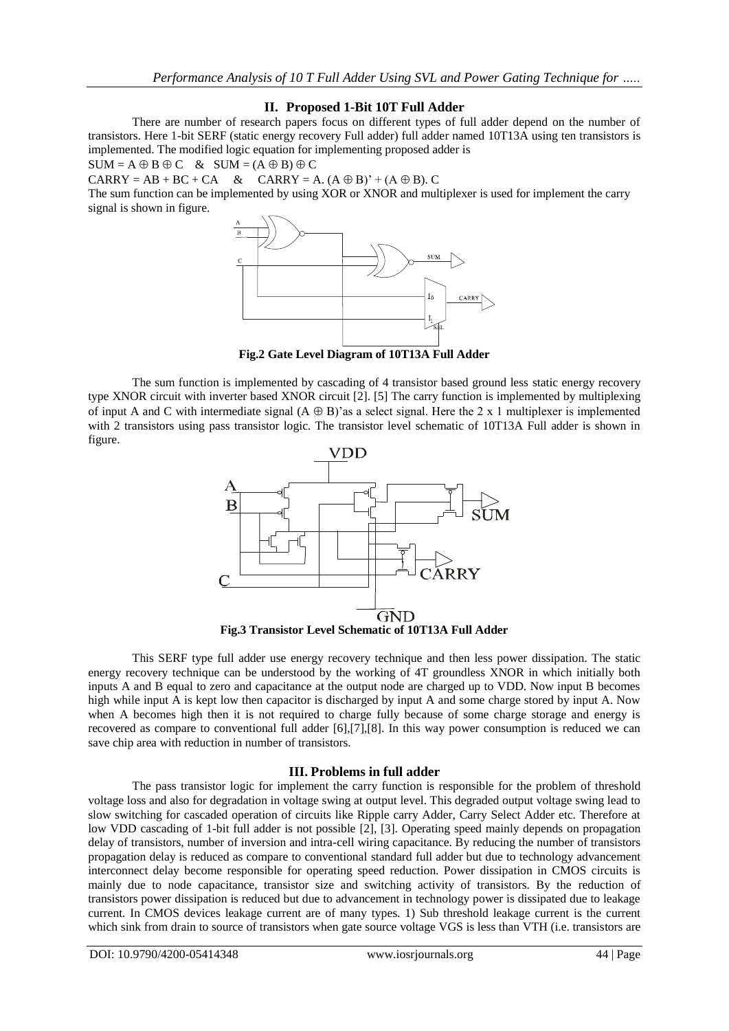## II. Proposed 1-Bit 10T Full Adder

There are number of research papers focus on different types of full adder depend on the number of transistors. Here 1-bit SERF (static energy recovery Full adder) full adder named 10T13A using ten transistors is implemented. The modified logic equation for implementing proposed adder is

$SUM = A \oplus B \oplus C$ & $SUM = (A \oplus B) \oplus C$

$CARRY = AB + BC + CA$ & $CARRY = A.\ (A \oplus B)' + (A \oplus B).\ C$

The sum function can be implemented by using XOR or XNOR and multiplexer is used for implement the carry signal is shown in figure.

**Fig.2 Gate Level Diagram of 10T13A Full Adder**

The sum function is implemented by cascading of 4 transistor based ground less static energy recovery type XNOR circuit with inverter based XNOR circuit [2]. [5] The carry function is implemented by multiplexing of input A and C with intermediate signal $(A \oplus B)'$as a select signal. Here the 2 x 1 multiplexer is implemented with 2 transistors using pass transistor logic. The transistor level schematic of 10T13A Full adder is shown in figure.

**Fig.3 Transistor Level Schematic of 10T13A Full Adder**

This SERF type full adder use energy recovery technique and then less power dissipation. The static energy recovery technique can be understood by the working of 4T groundless XNOR in which initially both inputs A and B equal to zero and capacitance at the output node are charged up to VDD. Now input B becomes high while input A is kept low then capacitor is discharged by input A and some charge stored by input A. Now when A becomes high then it is not required to charge fully because of some charge storage and energy is recovered as compare to conventional full adder [6],[7],[8]. In this way power consumption is reduced we can save chip area with reduction in number of transistors.

## III. Problems in full adder

The pass transistor logic for implement the carry function is responsible for the problem of threshold voltage loss and also for degradation in voltage swing at output level. This degraded output voltage swing lead to slow switching for cascaded operation of circuits like Ripple carry Adder, Carry Select Adder etc. Therefore at low VDD cascading of 1-bit full adder is not possible [2], [3]. Operating speed mainly depends on propagation delay of transistors, number of inversion and intra-cell wiring capacitance. By reducing the number of transistors propagation delay is reduced as compare to conventional standard full adder but due to technology advancement interconnect delay become responsible for operating speed reduction. Power dissipation in CMOS circuits is mainly due to node capacitance, transistor size and switching activity of transistors. By the reduction of transistors power dissipation is reduced but due to advancement in technology power is dissipated due to leakage current. In CMOS devices leakage current are of many types. 1) Sub threshold leakage current is the current which sink from drain to source of transistors when gate source voltage VGS is less than VTH (i.e. transistors are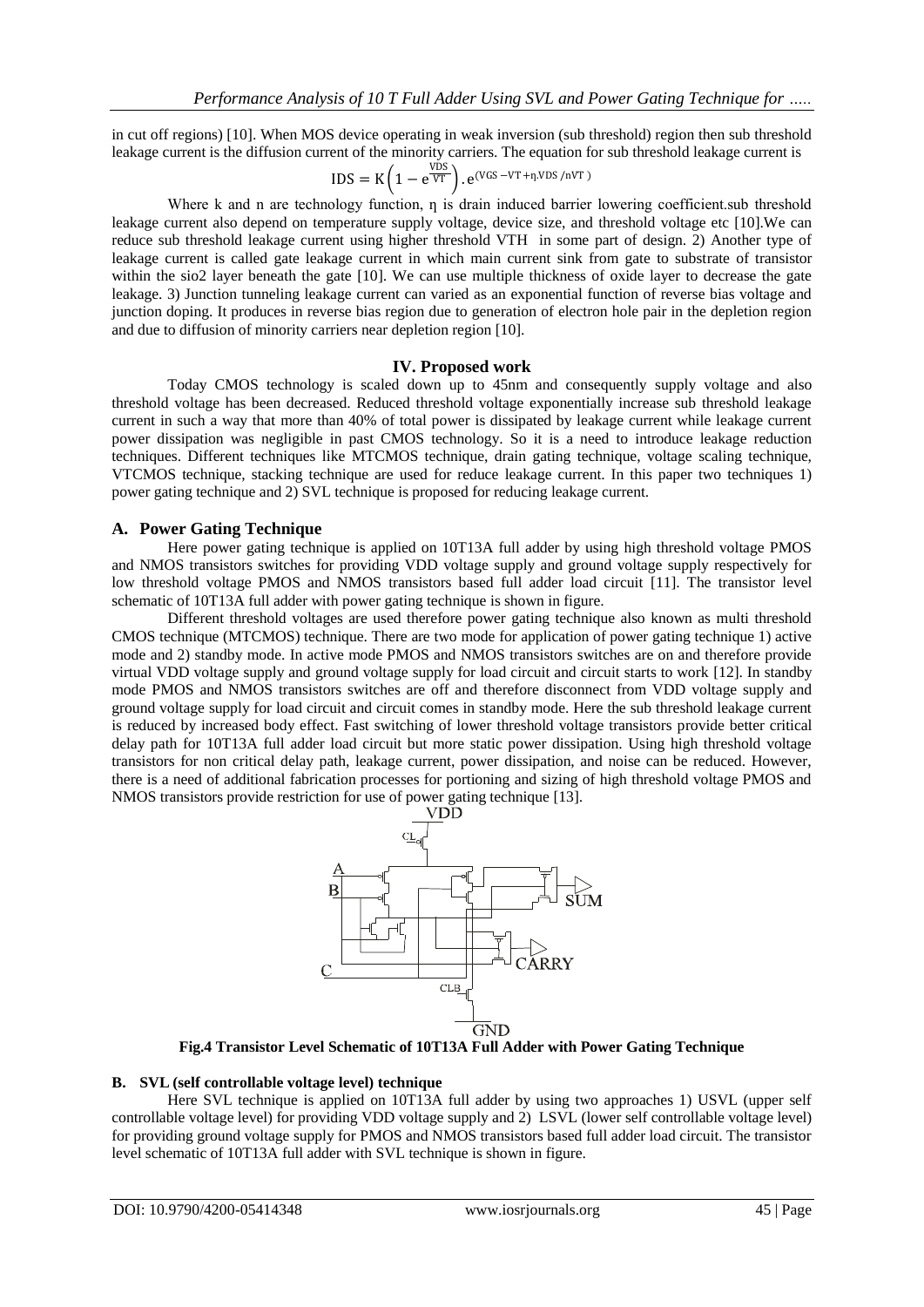in cut off regions) [10]. When MOS device operating in weak inversion (sub threshold) region then sub threshold leakage current is the diffusion current of the minority carriers. The equation for sub threshold leakage current is

$$IDS = K\left(1 - e^{\frac{VDS}{VT}}\right).e^{(VGS - VT + \eta.VDS / nVT)}$$

Where k and n are technology function, η is drain induced barrier lowering coefficient.sub threshold leakage current also depend on temperature supply voltage, device size, and threshold voltage etc [10].We can reduce sub threshold leakage current using higher threshold VTH in some part of design. 2) Another type of leakage current is called gate leakage current in which main current sink from gate to substrate of transistor within the sio2 layer beneath the gate [10]. We can use multiple thickness of oxide layer to decrease the gate leakage. 3) Junction tunneling leakage current can varied as an exponential function of reverse bias voltage and junction doping. It produces in reverse bias region due to generation of electron hole pair in the depletion region and due to diffusion of minority carriers near depletion region [10].

## IV. Proposed work

Today CMOS technology is scaled down up to 45nm and consequently supply voltage and also threshold voltage has been decreased. Reduced threshold voltage exponentially increase sub threshold leakage current in such a way that more than 40% of total power is dissipated by leakage current while leakage current power dissipation was negligible in past CMOS technology. So it is a need to introduce leakage reduction techniques. Different techniques like MTCMOS technique, drain gating technique, voltage scaling technique, VTCMOS technique, stacking technique are used for reduce leakage current. In this paper two techniques 1) power gating technique and 2) SVL technique is proposed for reducing leakage current.

### A. Power Gating Technique

Here power gating technique is applied on 10T13A full adder by using high threshold voltage PMOS and NMOS transistors switches for providing VDD voltage supply and ground voltage supply respectively for low threshold voltage PMOS and NMOS transistors based full adder load circuit [11]. The transistor level schematic of 10T13A full adder with power gating technique is shown in figure.

Different threshold voltages are used therefore power gating technique also known as multi threshold CMOS technique (MTCMOS) technique. There are two mode for application of power gating technique 1) active mode and 2) standby mode. In active mode PMOS and NMOS transistors switches are on and therefore provide virtual VDD voltage supply and ground voltage supply for load circuit and circuit starts to work [12]. In standby mode PMOS and NMOS transistors switches are off and therefore disconnect from VDD voltage supply and ground voltage supply for load circuit and circuit comes in standby mode. Here the sub threshold leakage current is reduced by increased body effect. Fast switching of lower threshold voltage transistors provide better critical delay path for 10T13A full adder load circuit but more static power dissipation. Using high threshold voltage transistors for non critical delay path, leakage current, power dissipation, and noise can be reduced. However, there is a need of additional fabrication processes for portioning and sizing of high threshold voltage PMOS and NMOS transistors provide restriction for use of power gating technique [13].

**Fig.4 Transistor Level Schematic of 10T13A Full Adder with Power Gating Technique**

### B. SVL (self controllable voltage level) technique

Here SVL technique is applied on 10T13A full adder by using two approaches 1) USVL (upper self controllable voltage level) for providing VDD voltage supply and 2) LSVL (lower self controllable voltage level) for providing ground voltage supply for PMOS and NMOS transistors based full adder load circuit. The transistor level schematic of 10T13A full adder with SVL technique is shown in figure.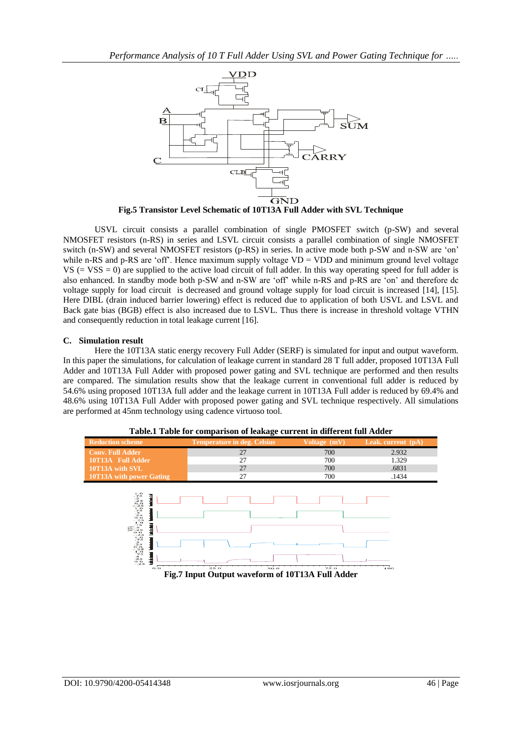Fig.5 Transistor Level Schematic of 10T13A Full Adder with SVL Technique

USVL circuit consists a parallel combination of single PMOSFET switch (p-SW) and several NMOSFET resistors (n-RS) in series and LSVL circuit consists a parallel combination of single NMOSFET switch (n-SW) and several NMOSFET resistors (p-RS) in series. In active mode both p-SW and n-SW are 'on' while n-RS and p-RS are 'off'. Hence maximum supply voltage VD = VDD and minimum ground level voltage VS (= VSS = 0) are supplied to the active load circuit of full adder. In this way operating speed for full adder is also enhanced. In standby mode both p-SW and n-SW are 'off' while n-RS and p-RS are 'on' and therefore dc voltage supply for load circuit is decreased and ground voltage supply for load circuit is increased [14], [15]. Here DIBL (drain induced barrier lowering) effect is reduced due to application of both USVL and LSVL and Back gate bias (BGB) effect is also increased due to LSVL. Thus there is increase in threshold voltage VTHN and consequently reduction in total leakage current [16].

### C. Simulation result

Here the 10T13A static energy recovery Full Adder (SERF) is simulated for input and output waveform. In this paper the simulations, for calculation of leakage current in standard 28 T full adder, proposed 10T13A Full Adder and 10T13A Full Adder with proposed power gating and SVL technique are performed and then results are compared. The simulation results show that the leakage current in conventional full adder is reduced by 54.6% using proposed 10T13A full adder and the leakage current in 10T13A Full adder is reduced by 69.4% and 48.6% using 10T13A Full Adder with proposed power gating and SVL technique respectively. All simulations are performed at 45nm technology using cadence virtuoso tool.

**Table.1 Table for comparison of leakage current in different full Adder**

| Reduction scheme | Temperature in deg. Celsius | Voltage (mV) | Leak. current (pA) |
|---|---|---|---|
| Conv. Full Adder | 27 | 700 | 2.932 |
| 10T13A Full Adder | 27 | 700 | 1.329 |
| 10T13A with SVL | 27 | 700 | .6831 |
| 10T13A with power Gating | 27 | 700 | .1434 |

Fig.7 Input Output waveform of 10T13A Full Adder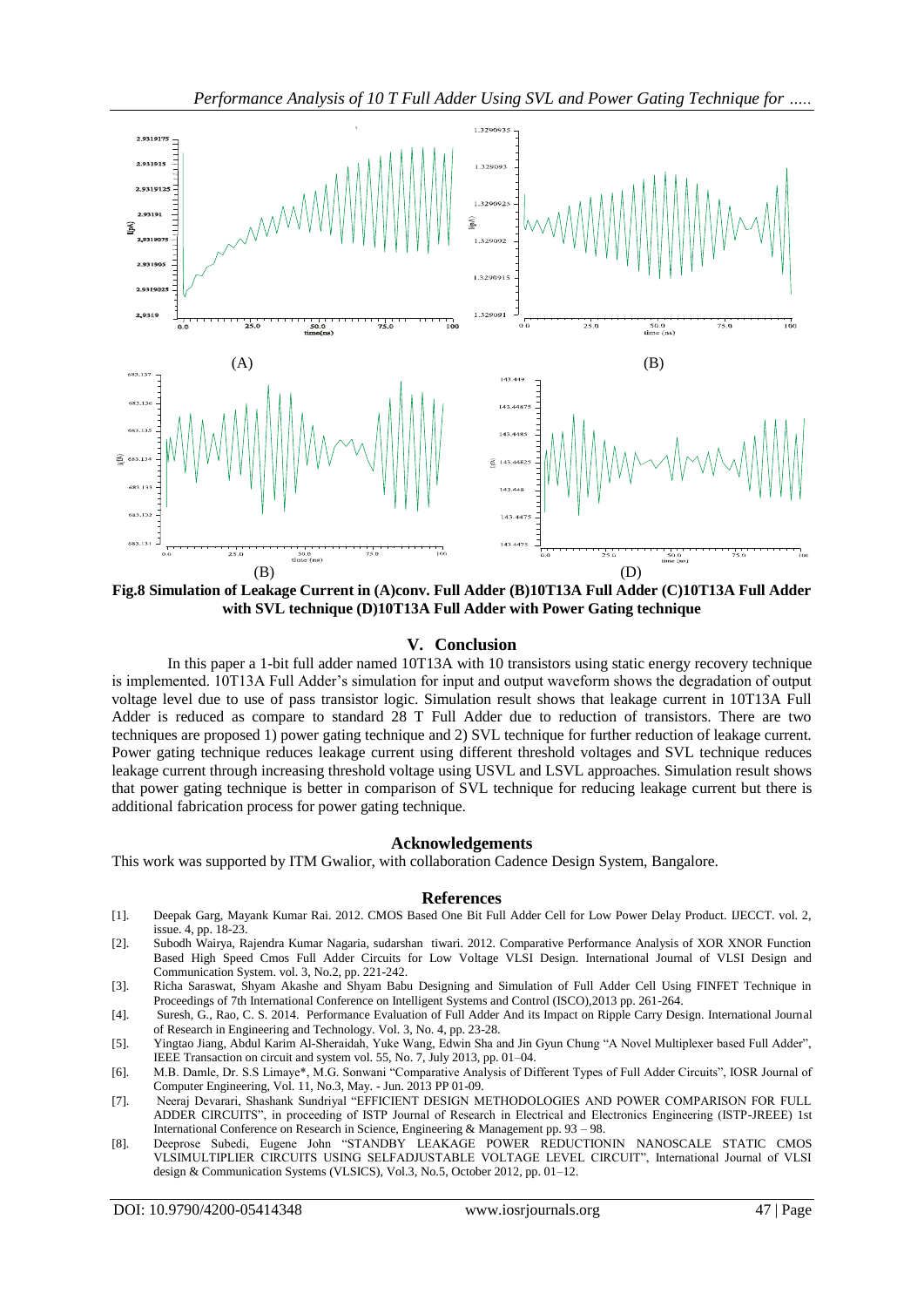(A) (B)

(B) (D)

**Fig.8 Simulation of Leakage Current in (A)conv. Full Adder (B)10T13A Full Adder (C)10T13A Full Adder with SVL technique (D)10T13A Full Adder with Power Gating technique**

## V. Conclusion

In this paper a 1-bit full adder named 10T13A with 10 transistors using static energy recovery technique is implemented. 10T13A Full Adder's simulation for input and output waveform shows the degradation of output voltage level due to use of pass transistor logic. Simulation result shows that leakage current in 10T13A Full Adder is reduced as compare to standard 28 T Full Adder due to reduction of transistors. There are two techniques are proposed 1) power gating technique and 2) SVL technique for further reduction of leakage current. Power gating technique reduces leakage current using different threshold voltages and SVL technique reduces leakage current through increasing threshold voltage using USVL and LSVL approaches. Simulation result shows that power gating technique is better in comparison of SVL technique for reducing leakage current but there is additional fabrication process for power gating technique.

## Acknowledgements

This work was supported by ITM Gwalior, with collaboration Cadence Design System, Bangalore.

## References

[1]. Deepak Garg, Mayank Kumar Rai. 2012. CMOS Based One Bit Full Adder Cell for Low Power Delay Product. IJECCT. vol. 2, issue. 4, pp. 18-23.

[2]. Subodh Wairya, Rajendra Kumar Nagaria, sudarshan tiwari. 2012. Comparative Performance Analysis of XOR XNOR Function Based High Speed Cmos Full Adder Circuits for Low Voltage VLSI Design. International Journal of VLSI Design and Communication System. vol. 3, No.2, pp. 221-242.

[3]. Richa Saraswat, Shyam Akashe and Shyam Babu Designing and Simulation of Full Adder Cell Using FINFET Technique in Proceedings of 7th International Conference on Intelligent Systems and Control (ISCO),2013 pp. 261-264.

[4]. Suresh, G., Rao, C. S. 2014. Performance Evaluation of Full Adder And its Impact on Ripple Carry Design. International Journal of Research in Engineering and Technology. Vol. 3, No. 4, pp. 23-28.

[5]. Yingtao Jiang, Abdul Karim Al-Sheraidah, Yuke Wang, Edwin Sha and Jin Gyun Chung "A Novel Multiplexer based Full Adder", IEEE Transaction on circuit and system vol. 55, No. 7, July 2013, pp. 01–04.

[6]. M.B. Damle, Dr. S.S Limaye*, M.G. Sonwani "Comparative Analysis of Different Types of Full Adder Circuits", IOSR Journal of Computer Engineering, Vol. 11, No.3, May. - Jun. 2013 PP 01-09.

[7]. Neeraj Devarari, Shashank Sundriyal "EFFICIENT DESIGN METHODOLOGIES AND POWER COMPARISON FOR FULL ADDER CIRCUITS", in proceeding of ISTP Journal of Research in Electrical and Electronics Engineering (ISTP-JREEE) 1st International Conference on Research in Science, Engineering & Management pp. 93 – 98.

[8]. Deeprose Subedi, Eugene John "STANDBY LEAKAGE POWER REDUCTIONIN NANOSCALE STATIC CMOS VLSIMULTIPLIER CIRCUITS USING SELFADJUSTABLE VOLTAGE LEVEL CIRCUIT", International Journal of VLSI design & Communication Systems (VLSICS), Vol.3, No.5, October 2012, pp. 01–12.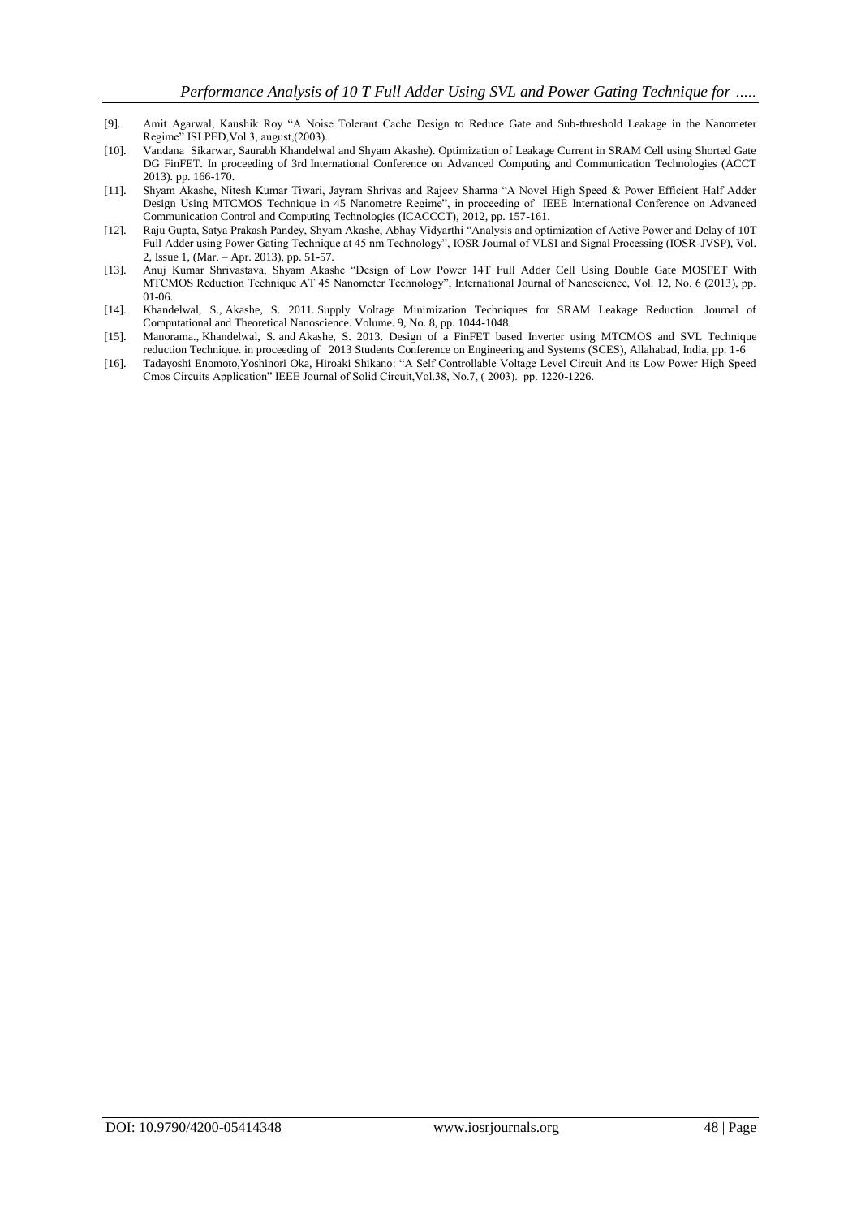[9]. Amit Agarwal, Kaushik Roy "A Noise Tolerant Cache Design to Reduce Gate and Sub-threshold Leakage in the Nanometer Regime" ISLPED,Vol.3, august,(2003).

[10]. Vandana Sikarwar, Saurabh Khandelwal and Shyam Akashe). Optimization of Leakage Current in SRAM Cell using Shorted Gate DG FinFET. In proceeding of 3rd International Conference on Advanced Computing and Communication Technologies (ACCT 2013). pp. 166-170.

[11]. Shyam Akashe, Nitesh Kumar Tiwari, Jayram Shrivas and Rajeev Sharma "A Novel High Speed & Power Efficient Half Adder Design Using MTCMOS Technique in 45 Nanometre Regime", in proceeding of IEEE International Conference on Advanced Communication Control and Computing Technologies (ICACCCT), 2012, pp. 157-161.

[12]. Raju Gupta, Satya Prakash Pandey, Shyam Akashe, Abhay Vidyarthi "Analysis and optimization of Active Power and Delay of 10T Full Adder using Power Gating Technique at 45 nm Technology", IOSR Journal of VLSI and Signal Processing (IOSR-JVSP), Vol. 2, Issue 1, (Mar. – Apr. 2013), pp. 51-57.

[13]. Anuj Kumar Shrivastava, Shyam Akashe "Design of Low Power 14T Full Adder Cell Using Double Gate MOSFET With MTCMOS Reduction Technique AT 45 Nanometer Technology", International Journal of Nanoscience, Vol. 12, No. 6 (2013), pp. 01-06.

[14]. Khandelwal, S., Akashe, S. 2011. Supply Voltage Minimization Techniques for SRAM Leakage Reduction. Journal of Computational and Theoretical Nanoscience. Volume. 9, No. 8, pp. 1044-1048.

[15]. Manorama., Khandelwal, S. and Akashe, S. 2013. Design of a FinFET based Inverter using MTCMOS and SVL Technique reduction Technique. in proceeding of 2013 Students Conference on Engineering and Systems (SCES), Allahabad, India, pp. 1-6

[16]. Tadayoshi Enomoto,Yoshinori Oka, Hiroaki Shikano: "A Self Controllable Voltage Level Circuit And its Low Power High Speed Cmos Circuits Application" IEEE Journal of Solid Circuit,Vol.38, No.7, ( 2003). pp. 1220-1226.